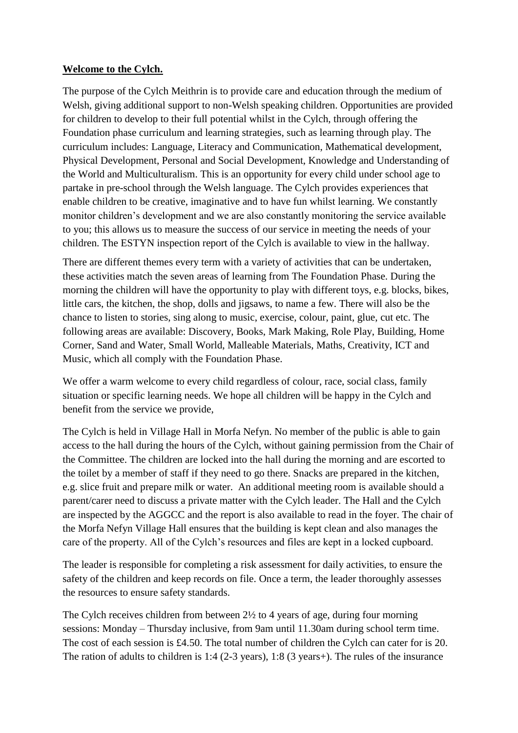**Welcome to the Cylch.**

The purpose of the Cylch Meithrin is to provide care and education through the medium of Welsh, giving additional support to non-Welsh speaking children. Opportunities are provided for children to develop to their full potential whilst in the Cylch, through offering the Foundation phase curriculum and learning strategies, such as learning through play. The curriculum includes: Language, Literacy and Communication, Mathematical development, Physical Development, Personal and Social Development, Knowledge and Understanding of the World and Multiculturalism. This is an opportunity for every child under school age to partake in pre-school through the Welsh language. The Cylch provides experiences that enable children to be creative, imaginative and to have fun whilst learning. We constantly monitor children's development and we are also constantly monitoring the service available to you; this allows us to measure the success of our service in meeting the needs of your children. The ESTYN inspection report of the Cylch is available to view in the hallway.

There are different themes every term with a variety of activities that can be undertaken, these activities match the seven areas of learning from The Foundation Phase. During the morning the children will have the opportunity to play with different toys, e.g. blocks, bikes, little cars, the kitchen, the shop, dolls and jigsaws, to name a few. There will also be the chance to listen to stories, sing along to music, exercise, colour, paint, glue, cut etc. The following areas are available: Discovery, Books, Mark Making, Role Play, Building, Home Corner, Sand and Water, Small World, Malleable Materials, Maths, Creativity, ICT and Music, which all comply with the Foundation Phase.

We offer a warm welcome to every child regardless of colour, race, social class, family situation or specific learning needs. We hope all children will be happy in the Cylch and benefit from the service we provide,

The Cylch is held in Village Hall in Morfa Nefyn. No member of the public is able to gain access to the hall during the hours of the Cylch, without gaining permission from the Chair of the Committee. The children are locked into the hall during the morning and are escorted to the toilet by a member of staff if they need to go there. Snacks are prepared in the kitchen, e.g. slice fruit and prepare milk or water. An additional meeting room is available should a parent/carer need to discuss a private matter with the Cylch leader. The Hall and the Cylch are inspected by the AGGCC and the report is also available to read in the foyer. The chair of the Morfa Nefyn Village Hall ensures that the building is kept clean and also manages the care of the property. All of the Cylch's resources and files are kept in a locked cupboard.

The leader is responsible for completing a risk assessment for daily activities, to ensure the safety of the children and keep records on file. Once a term, the leader thoroughly assesses the resources to ensure safety standards.

The Cylch receives children from between 2½ to 4 years of age, during four morning sessions: Monday – Thursday inclusive, from 9am until 11.30am during school term time. The cost of each session is £4.50. The total number of children the Cylch can cater for is 20. The ration of adults to children is 1:4 (2-3 years), 1:8 (3 years+). The rules of the insurance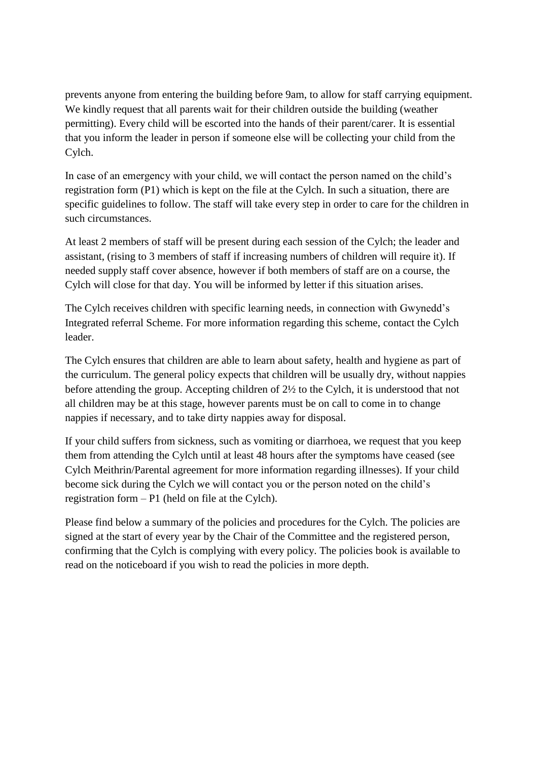prevents anyone from entering the building before 9am, to allow for staff carrying equipment. We kindly request that all parents wait for their children outside the building (weather permitting). Every child will be escorted into the hands of their parent/carer. It is essential that you inform the leader in person if someone else will be collecting your child from the Cylch.

In case of an emergency with your child, we will contact the person named on the child's registration form (P1) which is kept on the file at the Cylch. In such a situation, there are specific guidelines to follow. The staff will take every step in order to care for the children in such circumstances.

At least 2 members of staff will be present during each session of the Cylch; the leader and assistant, (rising to 3 members of staff if increasing numbers of children will require it). If needed supply staff cover absence, however if both members of staff are on a course, the Cylch will close for that day. You will be informed by letter if this situation arises.

The Cylch receives children with specific learning needs, in connection with Gwynedd's Integrated referral Scheme. For more information regarding this scheme, contact the Cylch leader.

The Cylch ensures that children are able to learn about safety, health and hygiene as part of the curriculum. The general policy expects that children will be usually dry, without nappies before attending the group. Accepting children of 2½ to the Cylch, it is understood that not all children may be at this stage, however parents must be on call to come in to change nappies if necessary, and to take dirty nappies away for disposal.

If your child suffers from sickness, such as vomiting or diarrhoea, we request that you keep them from attending the Cylch until at least 48 hours after the symptoms have ceased (see Cylch Meithrin/Parental agreement for more information regarding illnesses). If your child become sick during the Cylch we will contact you or the person noted on the child's registration form – P1 (held on file at the Cylch).

Please find below a summary of the policies and procedures for the Cylch. The policies are signed at the start of every year by the Chair of the Committee and the registered person, confirming that the Cylch is complying with every policy. The policies book is available to read on the noticeboard if you wish to read the policies in more depth.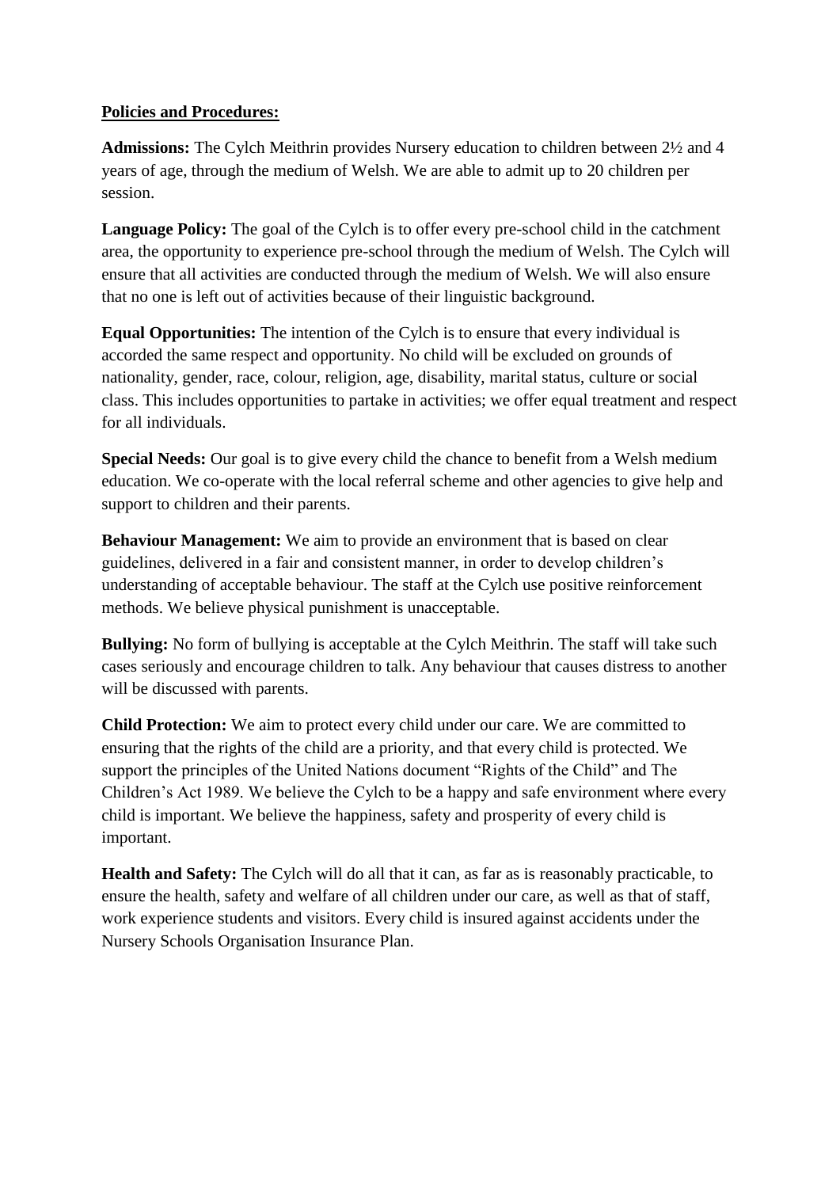**Policies and Procedures:**

**Admissions:** The Cylch Meithrin provides Nursery education to children between 2½ and 4 years of age, through the medium of Welsh. We are able to admit up to 20 children per session.

**Language Policy:** The goal of the Cylch is to offer every pre-school child in the catchment area, the opportunity to experience pre-school through the medium of Welsh. The Cylch will ensure that all activities are conducted through the medium of Welsh. We will also ensure that no one is left out of activities because of their linguistic background.

**Equal Opportunities:** The intention of the Cylch is to ensure that every individual is accorded the same respect and opportunity. No child will be excluded on grounds of nationality, gender, race, colour, religion, age, disability, marital status, culture or social class. This includes opportunities to partake in activities; we offer equal treatment and respect for all individuals.

**Special Needs:** Our goal is to give every child the chance to benefit from a Welsh medium education. We co-operate with the local referral scheme and other agencies to give help and support to children and their parents.

**Behaviour Management:** We aim to provide an environment that is based on clear guidelines, delivered in a fair and consistent manner, in order to develop children's understanding of acceptable behaviour. The staff at the Cylch use positive reinforcement methods. We believe physical punishment is unacceptable.

**Bullying:** No form of bullying is acceptable at the Cylch Meithrin. The staff will take such cases seriously and encourage children to talk. Any behaviour that causes distress to another will be discussed with parents.

**Child Protection:** We aim to protect every child under our care. We are committed to ensuring that the rights of the child are a priority, and that every child is protected. We support the principles of the United Nations document "Rights of the Child" and The Children's Act 1989. We believe the Cylch to be a happy and safe environment where every child is important. We believe the happiness, safety and prosperity of every child is important.

**Health and Safety:** The Cylch will do all that it can, as far as is reasonably practicable, to ensure the health, safety and welfare of all children under our care, as well as that of staff, work experience students and visitors. Every child is insured against accidents under the Nursery Schools Organisation Insurance Plan.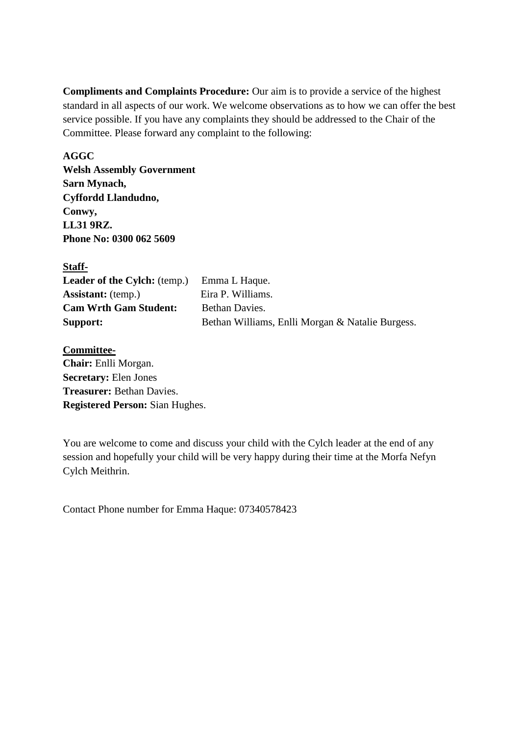**Compliments and Complaints Procedure:** Our aim is to provide a service of the highest standard in all aspects of our work. We welcome observations as to how we can offer the best service possible. If you have any complaints they should be addressed to the Chair of the Committee. Please forward any complaint to the following:

**AGGC**
**Welsh Assembly Government**
**Sarn Mynach,**
**Cyffordd Llandudno,**
**Conwy,**
**LL31 9RZ.**
**Phone No: 0300 062 5609**

**Staff-**

**Leader of the Cylch:** (temp.) Emma L Haque.
**Assistant:** (temp.) Eira P. Williams.
**Cam Wrth Gam Student:** Bethan Davies.
**Support:** Bethan Williams, Enlli Morgan & Natalie Burgess.

**Committee-**

**Chair:** Enlli Morgan.
**Secretary:** Elen Jones
**Treasurer:** Bethan Davies.
**Registered Person:** Sian Hughes.

You are welcome to come and discuss your child with the Cylch leader at the end of any session and hopefully your child will be very happy during their time at the Morfa Nefyn Cylch Meithrin.

Contact Phone number for Emma Haque: 07340578423